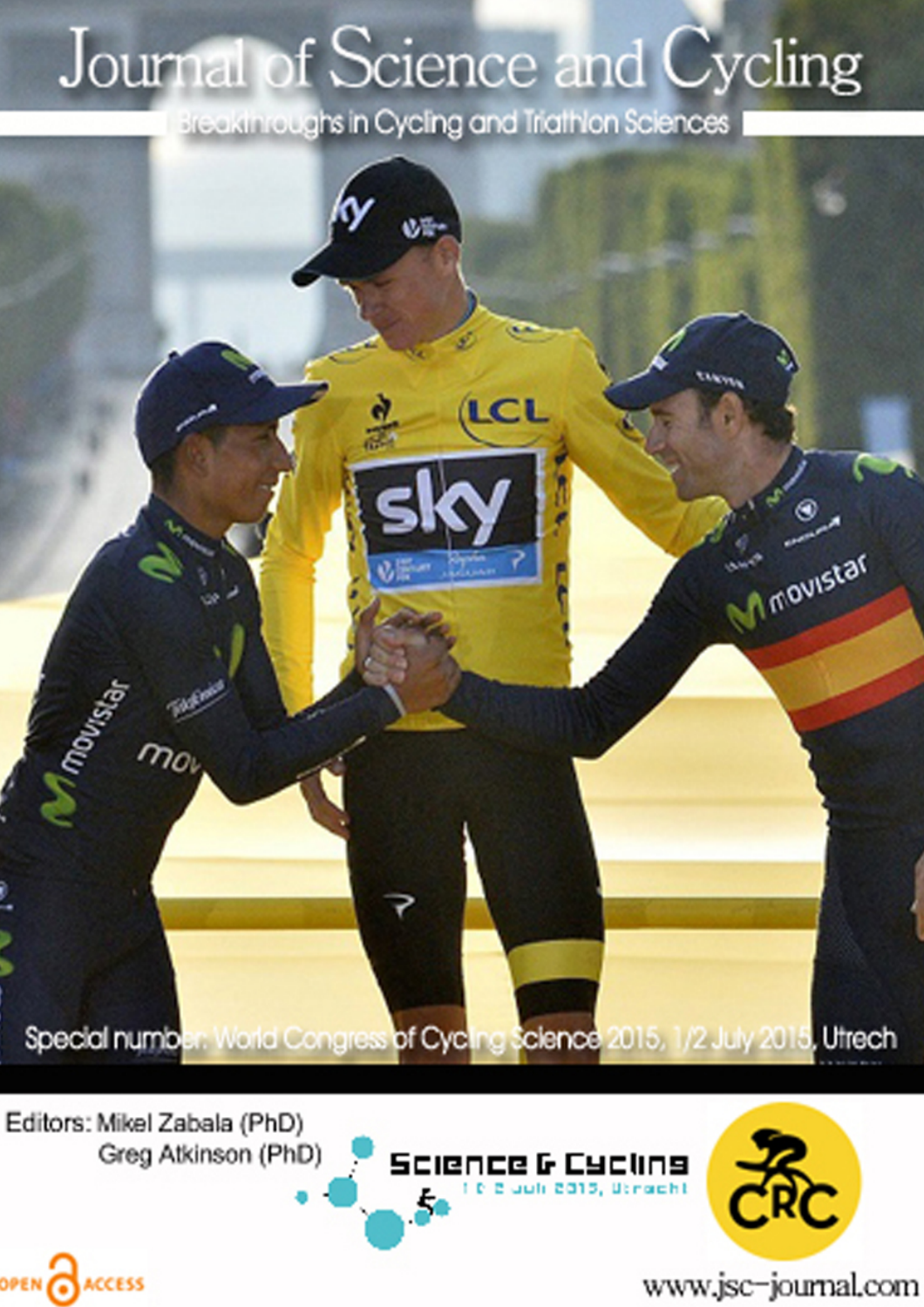# Journal of Science and Cycling

Breakthroughs in Cycling and Triathlon Sciences

Special number: World Congress of Cycling Science 2015, 1/2 July 2015, Utrech

Editors: Mikel Zabala (PhD)
Greg Atkinson (PhD)

Science & Cycling
1 & 2 juli 2015, Utrecht

CRC

OPEN ACCESS

www.jsc-journal.com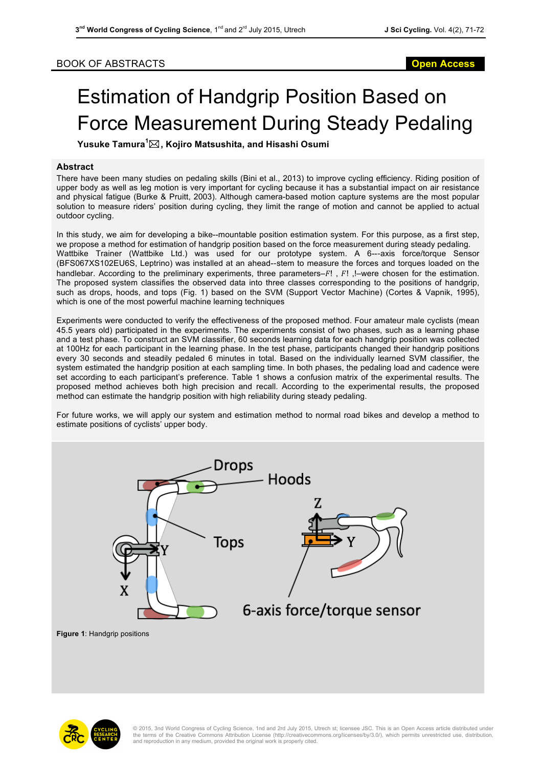BOOK OF ABSTRACTS

# Estimation of Handgrip Position Based on Force Measurement During Steady Pedaling

**Yusuke Tamura[1]✉, Kojiro Matsushita, and Hisashi Osumi**

## Abstract

There have been many studies on pedaling skills (Bini et al., 2013) to improve cycling efficiency. Riding position of upper body as well as leg motion is very important for cycling because it has a substantial impact on air resistance and physical fatigue (Burke & Pruitt, 2003). Although camera-based motion capture systems are the most popular solution to measure riders' position during cycling, they limit the range of motion and cannot be applied to actual outdoor cycling.

In this study, we aim for developing a bike--mountable position estimation system. For this purpose, as a first step, we propose a method for estimation of handgrip position based on the force measurement during steady pedaling. Wattbike Trainer (Wattbike Ltd.) was used for our prototype system. A 6---axis force/torque Sensor (BFS067XS102EU6S, Leptrino) was installed at an ahead--stem to measure the forces and torques loaded on the handlebar. According to the preliminary experiments, three parameters–$F$! , $F$! ,!–were chosen for the estimation. The proposed system classifies the observed data into three classes corresponding to the positions of handgrip, such as drops, hoods, and tops (Fig. 1) based on the SVM (Support Vector Machine) (Cortes & Vapnik, 1995), which is one of the most powerful machine learning techniques

Experiments were conducted to verify the effectiveness of the proposed method. Four amateur male cyclists (mean 45.5 years old) participated in the experiments. The experiments consist of two phases, such as a learning phase and a test phase. To construct an SVM classifier, 60 seconds learning data for each handgrip position was collected at 100Hz for each participant in the learning phase. In the test phase, participants changed their handgrip positions every 30 seconds and steadily pedaled 6 minutes in total. Based on the individually learned SVM classifier, the system estimated the handgrip position at each sampling time. In both phases, the pedaling load and cadence were set according to each participant's preference. Table 1 shows a confusion matrix of the experimental results. The proposed method achieves both high precision and recall. According to the experimental results, the proposed method can estimate the handgrip position with high reliability during steady pedaling.

For future works, we will apply our system and estimation method to normal road bikes and develop a method to estimate positions of cyclists' upper body.

**Figure 1**: Handgrip positions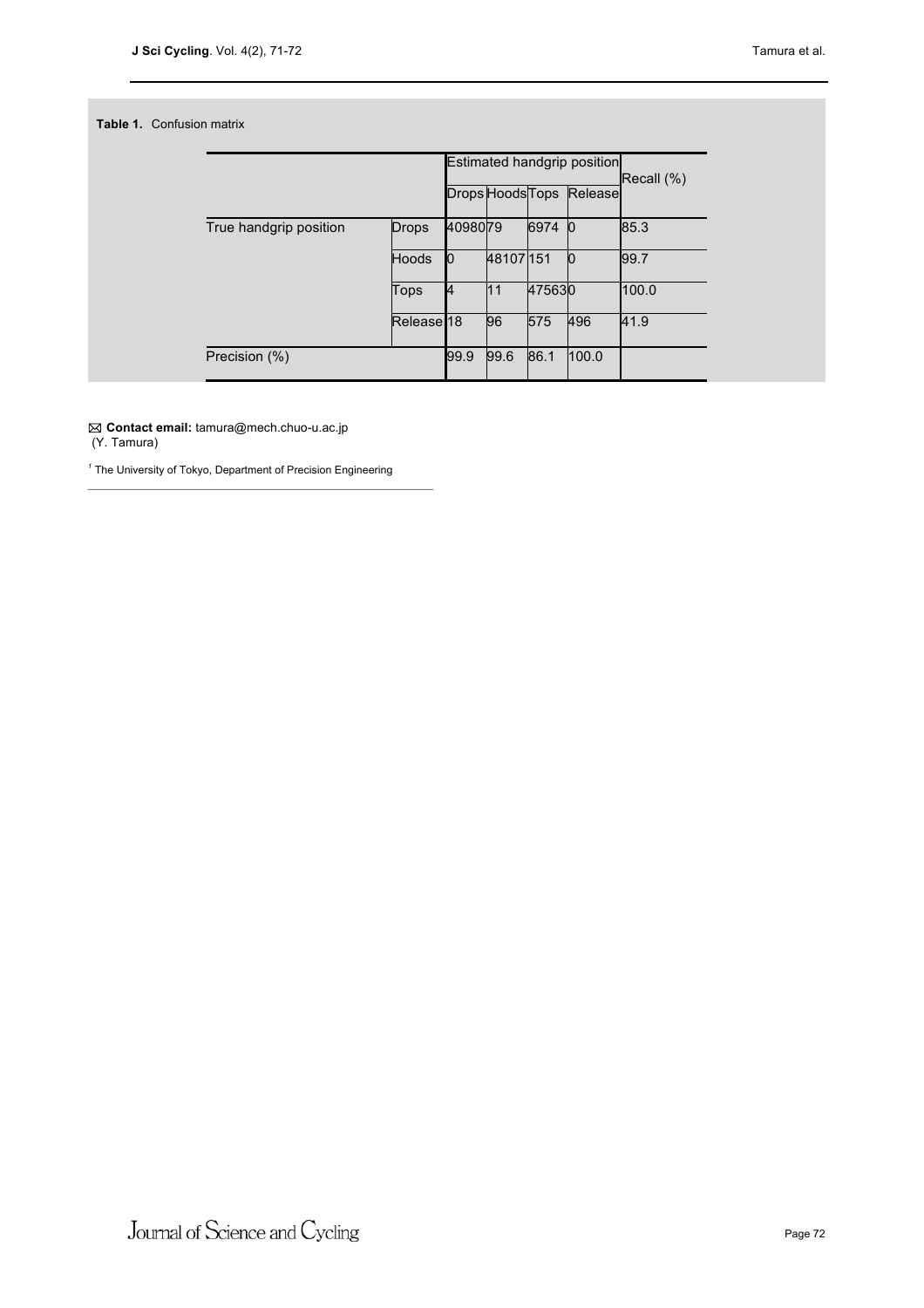**Table 1.** Confusion matrix

| | | Estimated handgrip position | | | | Recall (%) |
|---|---|---|---|---|---|---|
| | | Drops | Hoods | Tops | Release | |
| True handgrip position | Drops | 40980 | 79 | 6974 | 0 | 85.3 |
| | Hoods | 0 | 48107 | 151 | 0 | 99.7 |
| | Tops | 4 | 11 | 47563 | 0 | 100.0 |
| | Release | 18 | 96 | 575 | 496 | 41.9 |
| Precision (%) | | 99.9 | 99.6 | 86.1 | 100.0 | |

✉ **Contact email:** tamura@mech.chuo-u.ac.jp (Y. Tamura)

[1] The University of Tokyo, Department of Precision Engineering